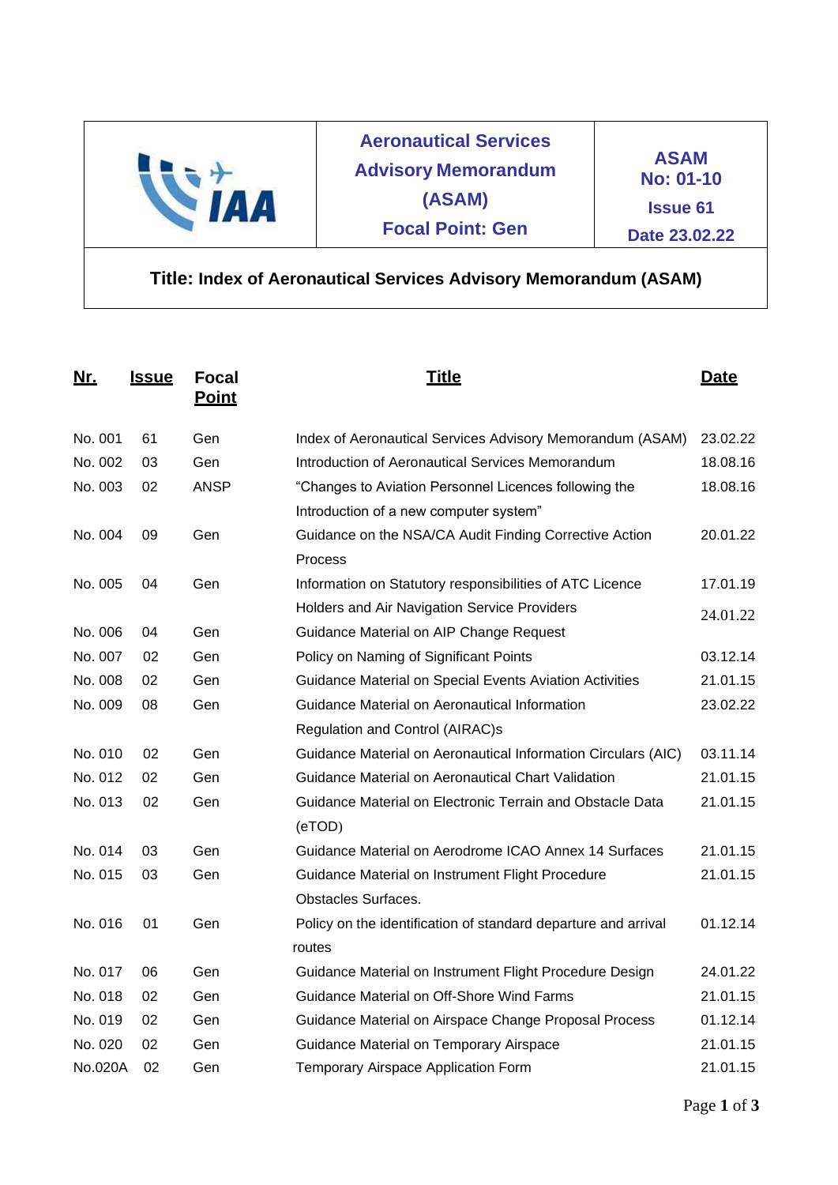| IAA | Aeronautical Services Advisory Memorandum (ASAM) Focal Point: Gen | ASAM No: 01-10 Issue 61 Date 23.02.22 |
|---|---|---|

**Title: Index of Aeronautical Services Advisory Memorandum (ASAM)**

| Nr. | Issue | Focal Point | Title | Date |
|---|---|---|---|---|
| No. 001 | 61 | Gen | Index of Aeronautical Services Advisory Memorandum (ASAM) | 23.02.22 |
| No. 002 | 03 | Gen | Introduction of Aeronautical Services Memorandum | 18.08.16 |
| No. 003 | 02 | ANSP | "Changes to Aviation Personnel Licences following the Introduction of a new computer system" | 18.08.16 |
| No. 004 | 09 | Gen | Guidance on the NSA/CA Audit Finding Corrective Action Process | 20.01.22 |
| No. 005 | 04 | Gen | Information on Statutory responsibilities of ATC Licence Holders and Air Navigation Service Providers | 17.01.19 |
| No. 006 | 04 | Gen | Guidance Material on AIP Change Request | 24.01.22 |
| No. 007 | 02 | Gen | Policy on Naming of Significant Points | 03.12.14 |
| No. 008 | 02 | Gen | Guidance Material on Special Events Aviation Activities | 21.01.15 |
| No. 009 | 08 | Gen | Guidance Material on Aeronautical Information Regulation and Control (AIRAC)s | 23.02.22 |
| No. 010 | 02 | Gen | Guidance Material on Aeronautical Information Circulars (AIC) | 03.11.14 |
| No. 012 | 02 | Gen | Guidance Material on Aeronautical Chart Validation | 21.01.15 |
| No. 013 | 02 | Gen | Guidance Material on Electronic Terrain and Obstacle Data (eTOD) | 21.01.15 |
| No. 014 | 03 | Gen | Guidance Material on Aerodrome ICAO Annex 14 Surfaces | 21.01.15 |
| No. 015 | 03 | Gen | Guidance Material on Instrument Flight Procedure Obstacles Surfaces. | 21.01.15 |
| No. 016 | 01 | Gen | Policy on the identification of standard departure and arrival routes | 01.12.14 |
| No. 017 | 06 | Gen | Guidance Material on Instrument Flight Procedure Design | 24.01.22 |
| No. 018 | 02 | Gen | Guidance Material on Off-Shore Wind Farms | 21.01.15 |
| No. 019 | 02 | Gen | Guidance Material on Airspace Change Proposal Process | 01.12.14 |
| No. 020 | 02 | Gen | Guidance Material on Temporary Airspace | 21.01.15 |
| No.020A | 02 | Gen | Temporary Airspace Application Form | 21.01.15 |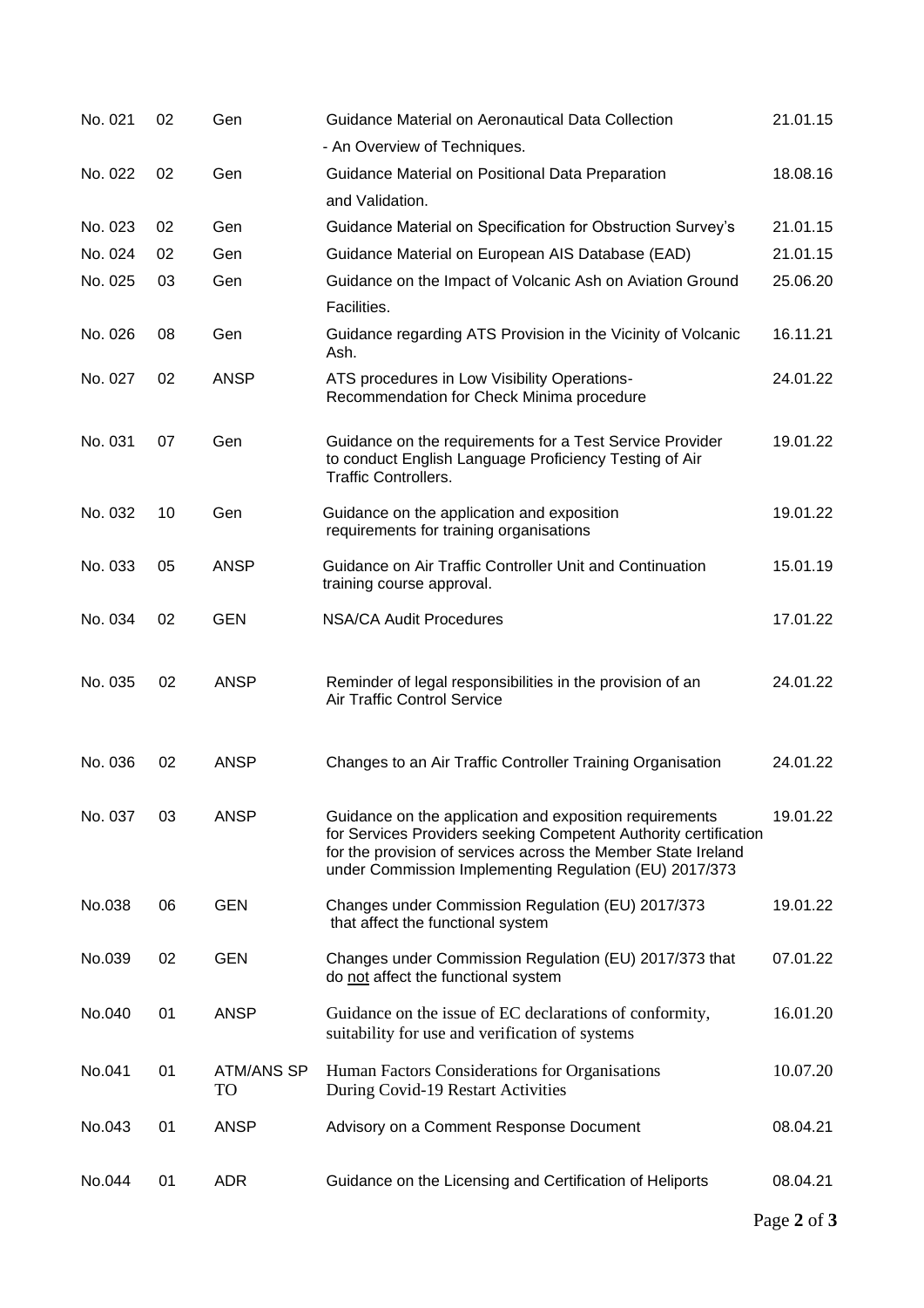| No. 021 | 02 | Gen | Guidance Material on Aeronautical Data Collection - An Overview of Techniques. | 21.01.15 |
|---|---|---|---|---|
| No. 022 | 02 | Gen | Guidance Material on Positional Data Preparation and Validation. | 18.08.16 |
| No. 023 | 02 | Gen | Guidance Material on Specification for Obstruction Survey's | 21.01.15 |
| No. 024 | 02 | Gen | Guidance Material on European AIS Database (EAD) | 21.01.15 |
| No. 025 | 03 | Gen | Guidance on the Impact of Volcanic Ash on Aviation Ground Facilities. | 25.06.20 |
| No. 026 | 08 | Gen | Guidance regarding ATS Provision in the Vicinity of Volcanic Ash. | 16.11.21 |
| No. 027 | 02 | ANSP | ATS procedures in Low Visibility Operations- Recommendation for Check Minima procedure | 24.01.22 |
| No. 031 | 07 | Gen | Guidance on the requirements for a Test Service Provider to conduct English Language Proficiency Testing of Air Traffic Controllers. | 19.01.22 |
| No. 032 | 10 | Gen | Guidance on the application and exposition requirements for training organisations | 19.01.22 |
| No. 033 | 05 | ANSP | Guidance on Air Traffic Controller Unit and Continuation training course approval. | 15.01.19 |
| No. 034 | 02 | GEN | NSA/CA Audit Procedures | 17.01.22 |
| No. 035 | 02 | ANSP | Reminder of legal responsibilities in the provision of an Air Traffic Control Service | 24.01.22 |
| No. 036 | 02 | ANSP | Changes to an Air Traffic Controller Training Organisation | 24.01.22 |
| No. 037 | 03 | ANSP | Guidance on the application and exposition requirements for Services Providers seeking Competent Authority certification for the provision of services across the Member State Ireland under Commission Implementing Regulation (EU) 2017/373 | 19.01.22 |
| No.038 | 06 | GEN | Changes under Commission Regulation (EU) 2017/373 that affect the functional system | 19.01.22 |
| No.039 | 02 | GEN | Changes under Commission Regulation (EU) 2017/373 that do not affect the functional system | 07.01.22 |
| No.040 | 01 | ANSP | Guidance on the issue of EC declarations of conformity, suitability for use and verification of systems | 16.01.20 |
| No.041 | 01 | ATM/ANS SP TO | Human Factors Considerations for Organisations During Covid-19 Restart Activities | 10.07.20 |
| No.043 | 01 | ANSP | Advisory on a Comment Response Document | 08.04.21 |
| No.044 | 01 | ADR | Guidance on the Licensing and Certification of Heliports | 08.04.21 |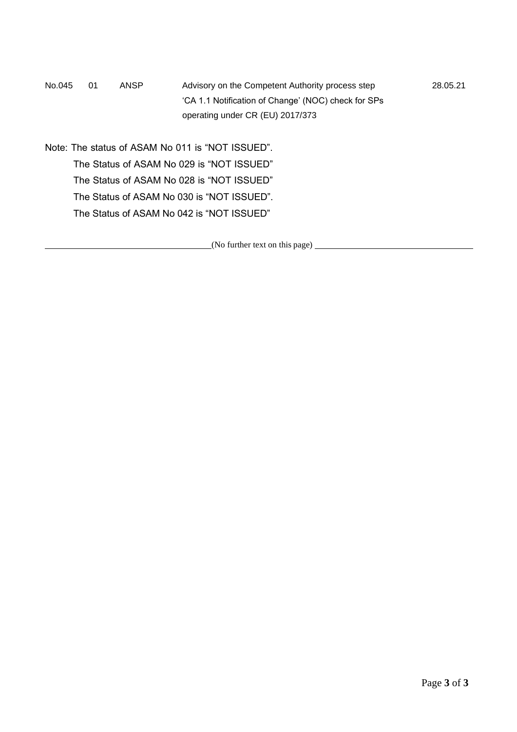| | | | | |
|---|---|---|---|---|
| No.045 | 01 | ANSP | Advisory on the Competent Authority process step 'CA 1.1 Notification of Change' (NOC) check for SPs operating under CR (EU) 2017/373 | 28.05.21 |

Note: The status of ASAM No 011 is "NOT ISSUED".
The Status of ASAM No 029 is "NOT ISSUED"
The Status of ASAM No 028 is "NOT ISSUED"
The Status of ASAM No 030 is "NOT ISSUED".
The Status of ASAM No 042 is "NOT ISSUED"

(No further text on this page)